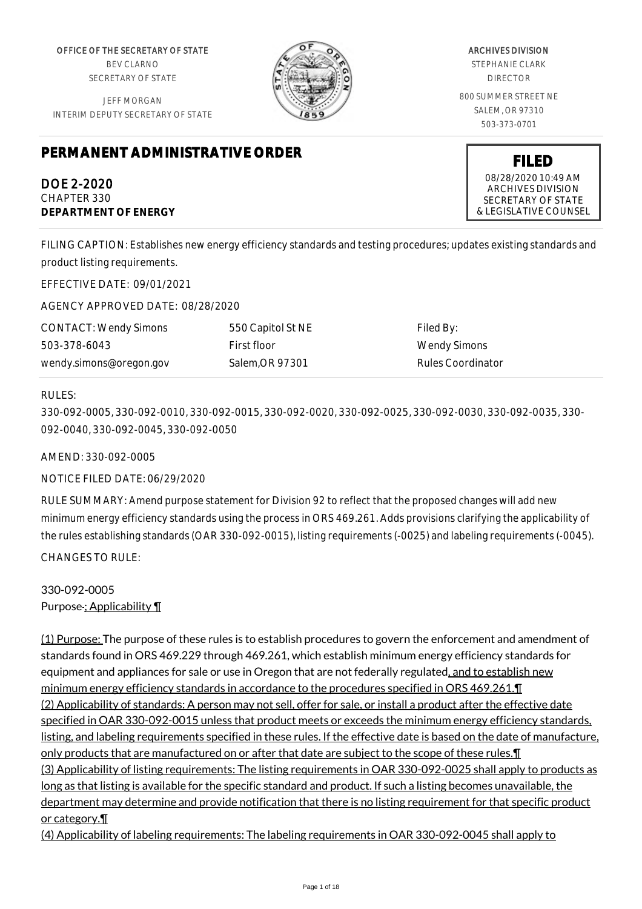OFFICE OF THE SECRETARY OF STATE
BEV CLARNO
SECRETARY OF STATE

JEFF MORGAN
INTERIM DEPUTY SECRETARY OF STATE

ARCHIVES DIVISION
STEPHANIE CLARK
DIRECTOR

800 SUMMER STREET NE
SALEM, OR 97310
503-373-0701

# PERMANENT ADMINISTRATIVE ORDER

**FILED**
08/28/2020 10:49 AM
ARCHIVES DIVISION
SECRETARY OF STATE
& LEGISLATIVE COUNSEL

DOE 2-2020
CHAPTER 330
**DEPARTMENT OF ENERGY**

FILING CAPTION: Establishes new energy efficiency standards and testing procedures; updates existing standards and product listing requirements.

EFFECTIVE DATE: 09/01/2021

AGENCY APPROVED DATE: 08/28/2020

| CONTACT: Wendy Simons | 550 Capitol St NE | Filed By: |
|---|---|---|
| 503-378-6043 | First floor | Wendy Simons |
| wendy.simons@oregon.gov | Salem,OR 97301 | Rules Coordinator |

RULES:

330-092-0005, 330-092-0010, 330-092-0015, 330-092-0020, 330-092-0025, 330-092-0030, 330-092-0035, 330-092-0040, 330-092-0045, 330-092-0050

AMEND: 330-092-0005

NOTICE FILED DATE: 06/29/2020

RULE SUMMARY: Amend purpose statement for Division 92 to reflect that the proposed changes will add new minimum energy efficiency standards using the process in ORS 469.261. Adds provisions clarifying the applicability of the rules establishing standards (OAR 330-092-0015), listing requirements (-0025) and labeling requirements (-0045).

CHANGES TO RULE:

330-092-0005
Purpose-; Applicability ¶

(1) Purpose: The purpose of these rules is to establish procedures to govern the enforcement and amendment of standards found in ORS 469.229 through 469.261, which establish minimum energy efficiency standards for equipment and appliances for sale or use in Oregon that are not federally regulated, and to establish new minimum energy efficiency standards in accordance to the procedures specified in ORS 469.261.¶
(2) Applicability of standards: A person may not sell, offer for sale, or install a product after the effective date specified in OAR 330-092-0015 unless that product meets or exceeds the minimum energy efficiency standards, listing, and labeling requirements specified in these rules. If the effective date is based on the date of manufacture, only products that are manufactured on or after that date are subject to the scope of these rules.¶
(3) Applicability of listing requirements: The listing requirements in OAR 330-092-0025 shall apply to products as long as that listing is available for the specific standard and product. If such a listing becomes unavailable, the department may determine and provide notification that there is no listing requirement for that specific product or category.¶
(4) Applicability of labeling requirements: The labeling requirements in OAR 330-092-0045 shall apply to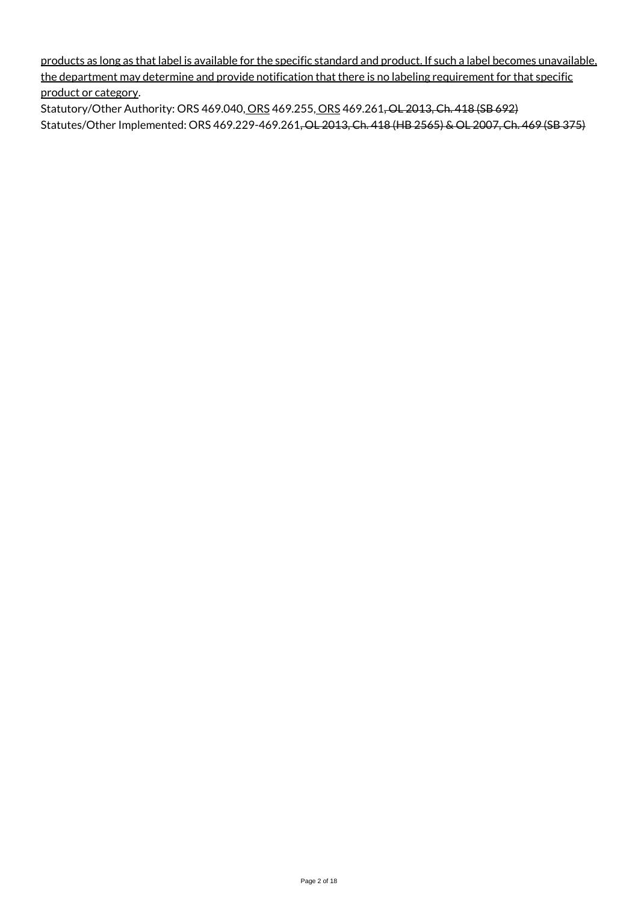<u>products as long as that label is available for the specific standard and product. If such a label becomes unavailable, the department may determine and provide notification that there is no labeling requirement for that specific product or category</u>.

Statutory/Other Authority: ORS 469.040,<u> ORS</u> 469.255,<u> ORS</u> 469.261~~, OL 2013, Ch. 418 (SB 692)~~

Statutes/Other Implemented: ORS 469.229-469.261~~, OL 2013, Ch. 418 (HB 2565) & OL 2007, Ch. 469 (SB 375)~~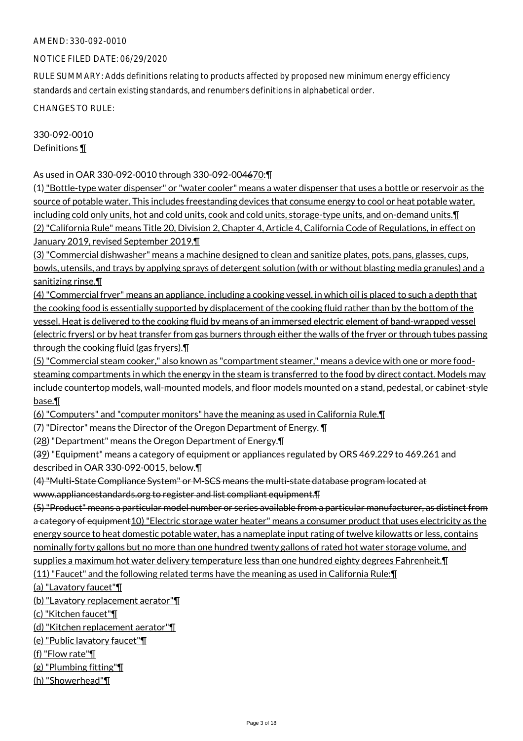AMEND: 330-092-0010

NOTICE FILED DATE: 06/29/2020

RULE SUMMARY: Adds definitions relating to products affected by proposed new minimum energy efficiency standards and certain existing standards, and renumbers definitions in alphabetical order.

CHANGES TO RULE:

330-092-0010
Definitions ¶

As used in OAR 330-092-0010 through 330-092-004670:¶

(1) "Bottle-type water dispenser" or "water cooler" means a water dispenser that uses a bottle or reservoir as the source of potable water. This includes freestanding devices that consume energy to cool or heat potable water, including cold only units, hot and cold units, cook and cold units, storage-type units, and on-demand units.¶
(2) "California Rule" means Title 20, Division 2, Chapter 4, Article 4, California Code of Regulations, in effect on January 2019, revised September 2019.¶
(3) "Commercial dishwasher" means a machine designed to clean and sanitize plates, pots, pans, glasses, cups, bowls, utensils, and trays by applying sprays of detergent solution (with or without blasting media granules) and a sanitizing rinse.¶
(4) "Commercial fryer" means an appliance, including a cooking vessel, in which oil is placed to such a depth that the cooking food is essentially supported by displacement of the cooking fluid rather than by the bottom of the vessel. Heat is delivered to the cooking fluid by means of an immersed electric element of band-wrapped vessel (electric fryers) or by heat transfer from gas burners through either the walls of the fryer or through tubes passing through the cooking fluid (gas fryers).¶
(5) "Commercial steam cooker," also known as "compartment steamer," means a device with one or more food-steaming compartments in which the energy in the steam is transferred to the food by direct contact. Models may include countertop models, wall-mounted models, and floor models mounted on a stand, pedestal, or cabinet-style base.¶
(6) "Computers" and "computer monitors" have the meaning as used in California Rule.¶
(7) "Director" means the Director of the Oregon Department of Energy. ¶
(28) "Department" means the Oregon Department of Energy.¶
(39) "Equipment" means a category of equipment or appliances regulated by ORS 469.229 to 469.261 and described in OAR 330-092-0015, below.¶
(4) "Multi-State Compliance System" or M-SCS means the multi-state database program located at www.appliancestandards.org to register and list compliant equipment.¶
(5) "Product" means a particular model number or series available from a particular manufacturer, as distinct from a category of equipment10) "Electric storage water heater" means a consumer product that uses electricity as the energy source to heat domestic potable water, has a nameplate input rating of twelve kilowatts or less, contains nominally forty gallons but no more than one hundred twenty gallons of rated hot water storage volume, and supplies a maximum hot water delivery temperature less than one hundred eighty degrees Fahrenheit.¶
(11) "Faucet" and the following related terms have the meaning as used in California Rule:¶
(a) "Lavatory faucet"¶
(b) "Lavatory replacement aerator"¶
(c) "Kitchen faucet"¶
(d) "Kitchen replacement aerator"¶
(e) "Public lavatory faucet"¶
(f) "Flow rate"¶
(g) "Plumbing fitting"¶
(h) "Showerhead"¶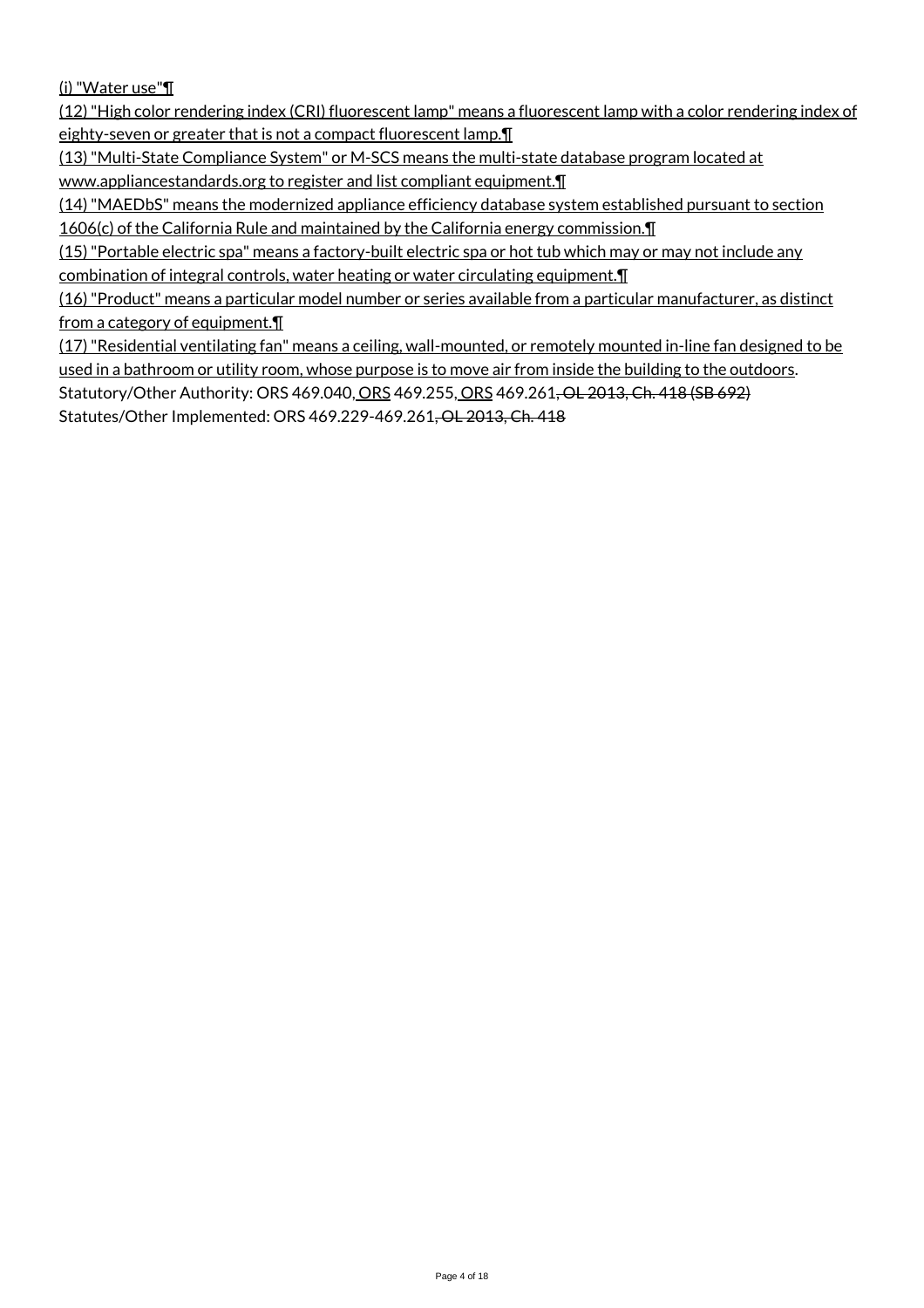(i) "Water use"¶

(12) "High color rendering index (CRI) fluorescent lamp" means a fluorescent lamp with a color rendering index of eighty-seven or greater that is not a compact fluorescent lamp.¶

(13) "Multi-State Compliance System" or M-SCS means the multi-state database program located at www.appliancestandards.org to register and list compliant equipment.¶

(14) "MAEDbS" means the modernized appliance efficiency database system established pursuant to section 1606(c) of the California Rule and maintained by the California energy commission.¶

(15) "Portable electric spa" means a factory-built electric spa or hot tub which may or may not include any combination of integral controls, water heating or water circulating equipment.¶

(16) "Product" means a particular model number or series available from a particular manufacturer, as distinct from a category of equipment.¶

(17) "Residential ventilating fan" means a ceiling, wall-mounted, or remotely mounted in-line fan designed to be used in a bathroom or utility room, whose purpose is to move air from inside the building to the outdoors.

Statutory/Other Authority: ORS 469.040, ORS 469.255, ORS 469.261~~, OL 2013, Ch. 418 (SB 692)~~

Statutes/Other Implemented: ORS 469.229-469.261~~, OL 2013, Ch. 418~~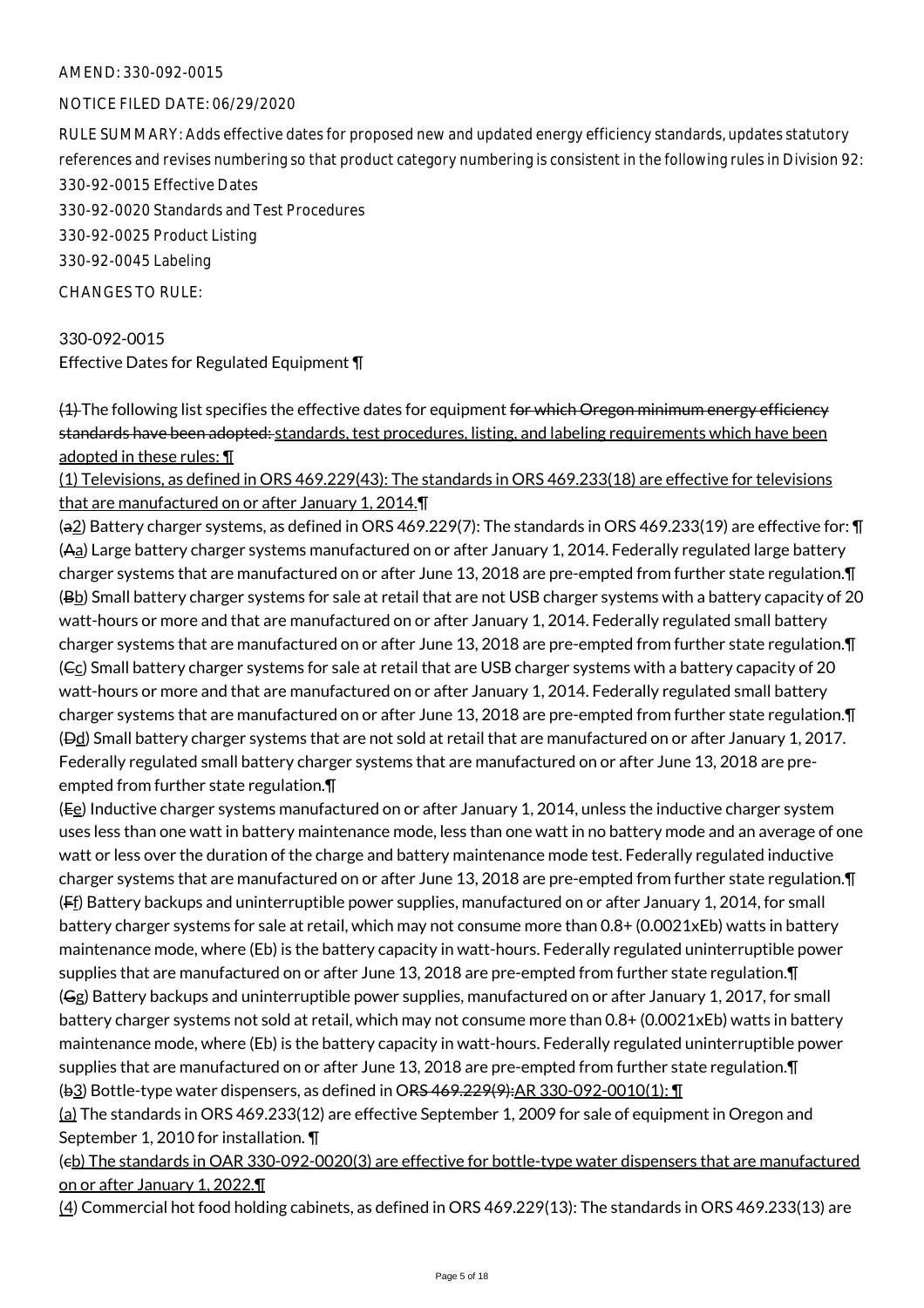AMEND: 330-092-0015

NOTICE FILED DATE: 06/29/2020

RULE SUMMARY: Adds effective dates for proposed new and updated energy efficiency standards, updates statutory references and revises numbering so that product category numbering is consistent in the following rules in Division 92:
330-92-0015 Effective Dates
330-92-0020 Standards and Test Procedures
330-92-0025 Product Listing
330-92-0045 Labeling

CHANGES TO RULE:

330-092-0015
Effective Dates for Regulated Equipment ¶

~~(1)~~ The following list specifies the effective dates for equipment ~~for which Oregon minimum energy efficiency standards have been adopted:~~ standards, test procedures, listing, and labeling requirements which have been adopted in these rules: ¶
(1) Televisions, as defined in ORS 469.229(43): The standards in ORS 469.233(18) are effective for televisions that are manufactured on or after January 1, 2014.¶
(~~a~~2) Battery charger systems, as defined in ORS 469.229(7): The standards in ORS 469.233(19) are effective for: ¶
(~~A~~a) Large battery charger systems manufactured on or after January 1, 2014. Federally regulated large battery charger systems that are manufactured on or after June 13, 2018 are pre-empted from further state regulation.¶
(~~B~~b) Small battery charger systems for sale at retail that are not USB charger systems with a battery capacity of 20 watt-hours or more and that are manufactured on or after January 1, 2014. Federally regulated small battery charger systems that are manufactured on or after June 13, 2018 are pre-empted from further state regulation.¶
(~~C~~c) Small battery charger systems for sale at retail that are USB charger systems with a battery capacity of 20 watt-hours or more and that are manufactured on or after January 1, 2014. Federally regulated small battery charger systems that are manufactured on or after June 13, 2018 are pre-empted from further state regulation.¶
(~~D~~d) Small battery charger systems that are not sold at retail that are manufactured on or after January 1, 2017. Federally regulated small battery charger systems that are manufactured on or after June 13, 2018 are pre-empted from further state regulation.¶
(~~E~~e) Inductive charger systems manufactured on or after January 1, 2014, unless the inductive charger system uses less than one watt in battery maintenance mode, less than one watt in no battery mode and an average of one watt or less over the duration of the charge and battery maintenance mode test. Federally regulated inductive charger systems that are manufactured on or after June 13, 2018 are pre-empted from further state regulation.¶
(~~F~~f) Battery backups and uninterruptible power supplies, manufactured on or after January 1, 2014, for small battery charger systems for sale at retail, which may not consume more than 0.8+ (0.0021xEb) watts in battery maintenance mode, where (Eb) is the battery capacity in watt-hours. Federally regulated uninterruptible power supplies that are manufactured on or after June 13, 2018 are pre-empted from further state regulation.¶
(~~G~~g) Battery backups and uninterruptible power supplies, manufactured on or after January 1, 2017, for small battery charger systems not sold at retail, which may not consume more than 0.8+ (0.0021xEb) watts in battery maintenance mode, where (Eb) is the battery capacity in watt-hours. Federally regulated uninterruptible power supplies that are manufactured on or after June 13, 2018 are pre-empted from further state regulation.¶
(~~b~~3) Bottle-type water dispensers, as defined in O~~RS 469.229(9):~~AR 330-092-0010(1): ¶
(a) The standards in ORS 469.233(12) are effective September 1, 2009 for sale of equipment in Oregon and September 1, 2010 for installation. ¶
(~~c~~b) The standards in OAR 330-092-0020(3) are effective for bottle-type water dispensers that are manufactured on or after January 1, 2022.¶
(4) Commercial hot food holding cabinets, as defined in ORS 469.229(13): The standards in ORS 469.233(13) are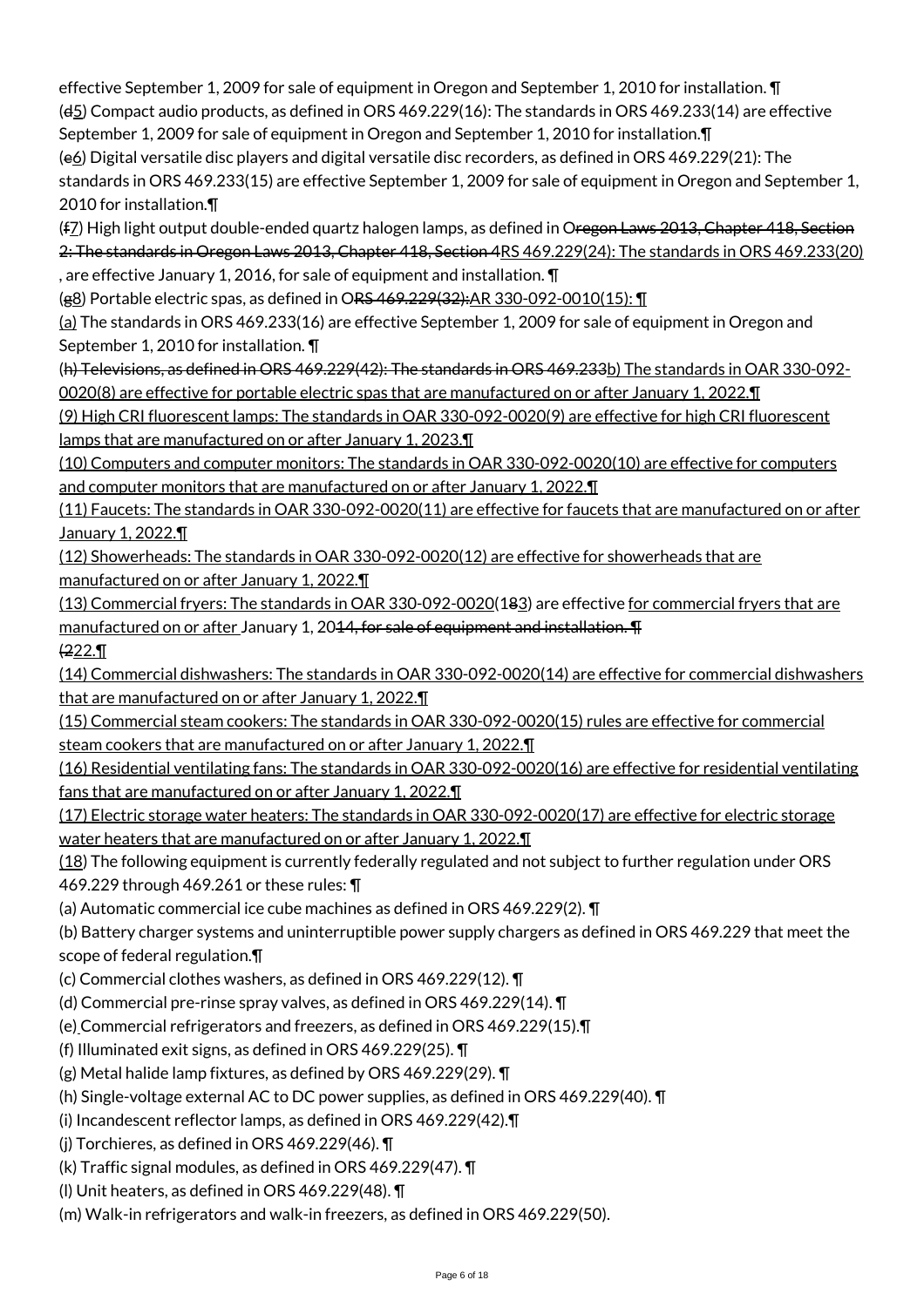effective September 1, 2009 for sale of equipment in Oregon and September 1, 2010 for installation. ¶

(d5) Compact audio products, as defined in ORS 469.229(16): The standards in ORS 469.233(14) are effective September 1, 2009 for sale of equipment in Oregon and September 1, 2010 for installation.¶

(e6) Digital versatile disc players and digital versatile disc recorders, as defined in ORS 469.229(21): The standards in ORS 469.233(15) are effective September 1, 2009 for sale of equipment in Oregon and September 1, 2010 for installation.¶

(f7) High light output double-ended quartz halogen lamps, as defined in Oregon Laws 2013, Chapter 418, Section 2: The standards in Oregon Laws 2013, Chapter 418, Section 4RS 469.229(24): The standards in ORS 469.233(20), are effective January 1, 2016, for sale of equipment and installation. ¶

(g8) Portable electric spas, as defined in ORS 469.229(32):AR 330-092-0010(15): ¶

(a) The standards in ORS 469.233(16) are effective September 1, 2009 for sale of equipment in Oregon and September 1, 2010 for installation. ¶

(h) Televisions, as defined in ORS 469.229(42): The standards in ORS 469.233b) The standards in OAR 330-092-0020(8) are effective for portable electric spas that are manufactured on or after January 1, 2022.¶

(9) High CRI fluorescent lamps: The standards in OAR 330-092-0020(9) are effective for high CRI fluorescent lamps that are manufactured on or after January 1, 2023.¶

(10) Computers and computer monitors: The standards in OAR 330-092-0020(10) are effective for computers and computer monitors that are manufactured on or after January 1, 2022.¶

(11) Faucets: The standards in OAR 330-092-0020(11) are effective for faucets that are manufactured on or after January 1, 2022.¶

(12) Showerheads: The standards in OAR 330-092-0020(12) are effective for showerheads that are manufactured on or after January 1, 2022.¶

(13) Commercial fryers: The standards in OAR 330-092-0020(183) are effective for commercial fryers that are manufactured on or after January 1, 2014, for sale of equipment and installation. ¶
(222.¶

(14) Commercial dishwashers: The standards in OAR 330-092-0020(14) are effective for commercial dishwashers that are manufactured on or after January 1, 2022.¶

(15) Commercial steam cookers: The standards in OAR 330-092-0020(15) rules are effective for commercial steam cookers that are manufactured on or after January 1, 2022.¶

(16) Residential ventilating fans: The standards in OAR 330-092-0020(16) are effective for residential ventilating fans that are manufactured on or after January 1, 2022.¶

(17) Electric storage water heaters: The standards in OAR 330-092-0020(17) are effective for electric storage water heaters that are manufactured on or after January 1, 2022.¶

(18) The following equipment is currently federally regulated and not subject to further regulation under ORS 469.229 through 469.261 or these rules: ¶

(a) Automatic commercial ice cube machines as defined in ORS 469.229(2). ¶

(b) Battery charger systems and uninterruptible power supply chargers as defined in ORS 469.229 that meet the scope of federal regulation.¶

(c) Commercial clothes washers, as defined in ORS 469.229(12). ¶

(d) Commercial pre-rinse spray valves, as defined in ORS 469.229(14). ¶

(e) Commercial refrigerators and freezers, as defined in ORS 469.229(15).¶

(f) Illuminated exit signs, as defined in ORS 469.229(25). ¶

(g) Metal halide lamp fixtures, as defined by ORS 469.229(29). ¶

(h) Single-voltage external AC to DC power supplies, as defined in ORS 469.229(40). ¶

(i) Incandescent reflector lamps, as defined in ORS 469.229(42).¶

(j) Torchieres, as defined in ORS 469.229(46). ¶

(k) Traffic signal modules, as defined in ORS 469.229(47). ¶

(l) Unit heaters, as defined in ORS 469.229(48). ¶

(m) Walk-in refrigerators and walk-in freezers, as defined in ORS 469.229(50).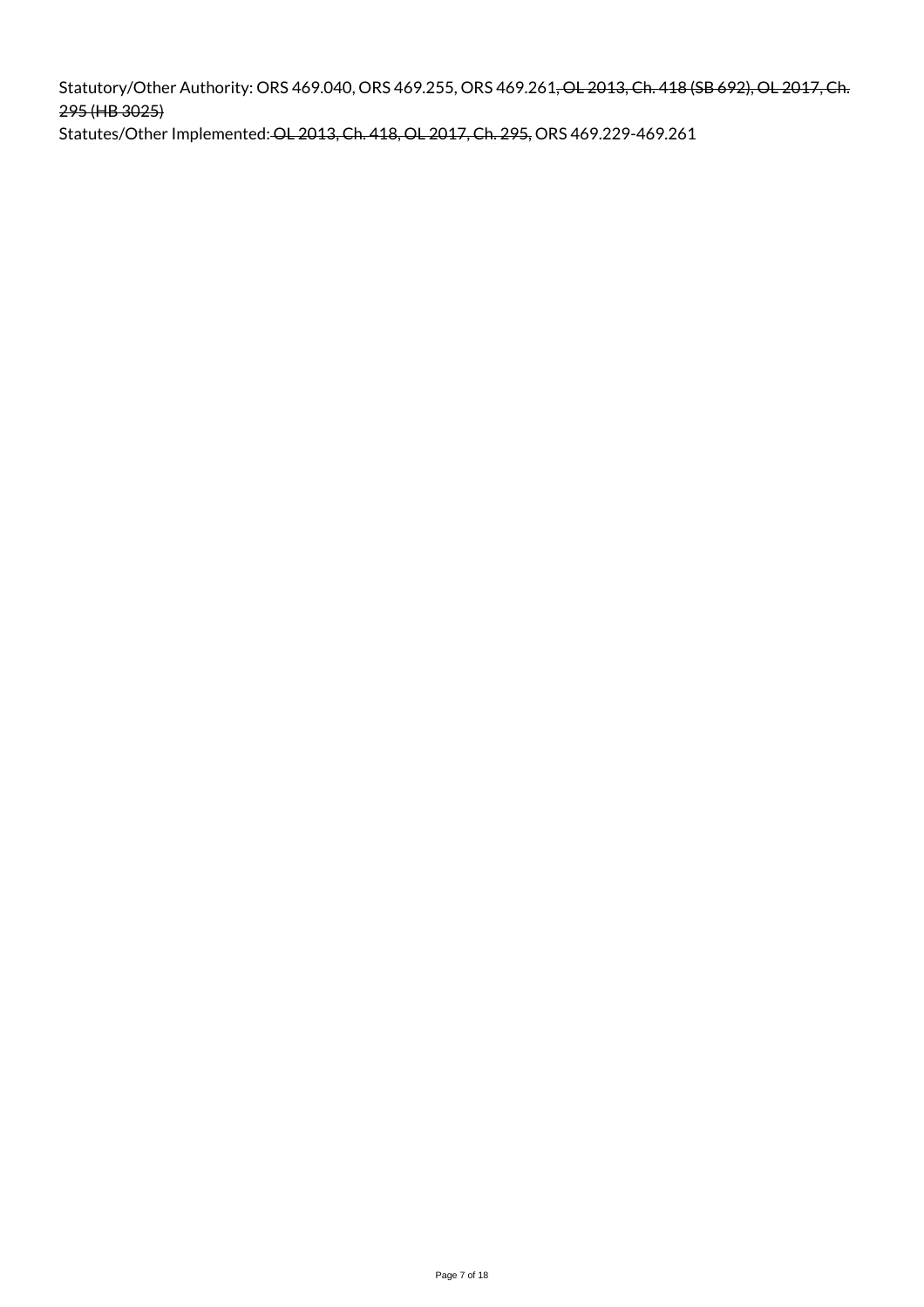Statutory/Other Authority: ORS 469.040, ORS 469.255, ORS 469.261~~, OL 2013, Ch. 418 (SB 692), OL 2017, Ch. 295 (HB 3025)~~

Statutes/Other Implemented: ~~OL 2013, Ch. 418, OL 2017, Ch. 295,~~ ORS 469.229-469.261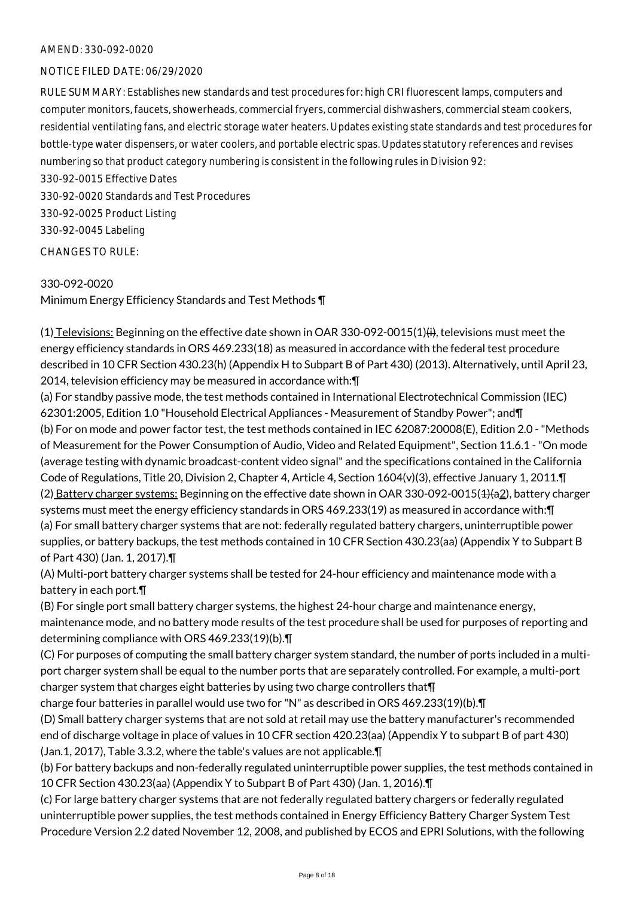AMEND: 330-092-0020

NOTICE FILED DATE: 06/29/2020

RULE SUMMARY: Establishes new standards and test procedures for: high CRI fluorescent lamps, computers and computer monitors, faucets, showerheads, commercial fryers, commercial dishwashers, commercial steam cookers, residential ventilating fans, and electric storage water heaters. Updates existing state standards and test procedures for bottle-type water dispensers, or water coolers, and portable electric spas. Updates statutory references and revises numbering so that product category numbering is consistent in the following rules in Division 92:

330-92-0015 Effective Dates

330-92-0020 Standards and Test Procedures

330-92-0025 Product Listing

330-92-0045 Labeling

CHANGES TO RULE:

330-092-0020

Minimum Energy Efficiency Standards and Test Methods ¶

(1) Televisions: Beginning on the effective date shown in OAR 330-092-0015(1)~~(i)~~, televisions must meet the energy efficiency standards in ORS 469.233(18) as measured in accordance with the federal test procedure described in 10 CFR Section 430.23(h) (Appendix H to Subpart B of Part 430) (2013). Alternatively, until April 23, 2014, television efficiency may be measured in accordance with:¶

(a) For standby passive mode, the test methods contained in International Electrotechnical Commission (IEC) 62301:2005, Edition 1.0 "Household Electrical Appliances - Measurement of Standby Power"; and¶

(b) For on mode and power factor test, the test methods contained in IEC 62087:20008(E), Edition 2.0 - "Methods of Measurement for the Power Consumption of Audio, Video and Related Equipment", Section 11.6.1 - "On mode (average testing with dynamic broadcast-content video signal" and the specifications contained in the California Code of Regulations, Title 20, Division 2, Chapter 4, Article 4, Section 1604(v)(3), effective January 1, 2011.¶

(2) Battery charger systems: Beginning on the effective date shown in OAR 330-092-0015(~~1)(a~~2), battery charger systems must meet the energy efficiency standards in ORS 469.233(19) as measured in accordance with:¶

(a) For small battery charger systems that are not: federally regulated battery chargers, uninterruptible power supplies, or battery backups, the test methods contained in 10 CFR Section 430.23(aa) (Appendix Y to Subpart B of Part 430) (Jan. 1, 2017).¶

(A) Multi-port battery charger systems shall be tested for 24-hour efficiency and maintenance mode with a battery in each port.¶

(B) For single port small battery charger systems, the highest 24-hour charge and maintenance energy, maintenance mode, and no battery mode results of the test procedure shall be used for purposes of reporting and determining compliance with ORS 469.233(19)(b).¶

(C) For purposes of computing the small battery charger system standard, the number of ports included in a multi-port charger system shall be equal to the number ports that are separately controlled. For example, a multi-port charger system that charges eight batteries by using two charge controllers that~~¶~~
charge four batteries in parallel would use two for "N" as described in ORS 469.233(19)(b).¶

(D) Small battery charger systems that are not sold at retail may use the battery manufacturer's recommended end of discharge voltage in place of values in 10 CFR section 420.23(aa) (Appendix Y to subpart B of part 430) (Jan.1, 2017), Table 3.3.2, where the table's values are not applicable.¶

(b) For battery backups and non-federally regulated uninterruptible power supplies, the test methods contained in 10 CFR Section 430.23(aa) (Appendix Y to Subpart B of Part 430) (Jan. 1, 2016).¶

(c) For large battery charger systems that are not federally regulated battery chargers or federally regulated uninterruptible power supplies, the test methods contained in Energy Efficiency Battery Charger System Test Procedure Version 2.2 dated November 12, 2008, and published by ECOS and EPRI Solutions, with the following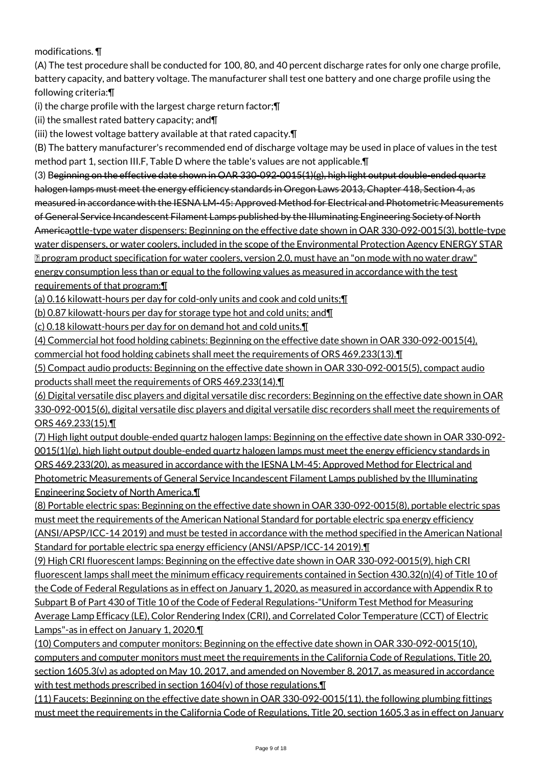modifications. ¶

(A) The test procedure shall be conducted for 100, 80, and 40 percent discharge rates for only one charge profile, battery capacity, and battery voltage. The manufacturer shall test one battery and one charge profile using the following criteria:¶

(i) the charge profile with the largest charge return factor;¶

(ii) the smallest rated battery capacity; and¶

(iii) the lowest voltage battery available at that rated capacity.¶

(B) The battery manufacturer's recommended end of discharge voltage may be used in place of values in the test method part 1, section III.F, Table D where the table's values are not applicable.¶

(3) B~~eginning on the effective date shown in OAR 330-092-0015(1)(g), high light output double-ended quartz halogen lamps must meet the energy efficiency standards in Oregon Laws 2013, Chapter 418, Section 4, as measured in accordance with the IESNA LM-45: Approved Method for Electrical and Photometric Measurements of General Service Incandescent Filament Lamps published by the Illuminating Engineering Society of North America~~ottle-type water dispensers: Beginning on the effective date shown in OAR 330-092-0015(3), bottle-type water dispensers, or water coolers, included in the scope of the Environmental Protection Agency ENERGY STAR ® program product specification for water coolers, version 2.0, must have an "on mode with no water draw" energy consumption less than or equal to the following values as measured in accordance with the test requirements of that program:¶

(a) 0.16 kilowatt-hours per day for cold-only units and cook and cold units;¶

(b) 0.87 kilowatt-hours per day for storage type hot and cold units; and¶

(c) 0.18 kilowatt-hours per day for on demand hot and cold units.¶

(4) Commercial hot food holding cabinets: Beginning on the effective date shown in OAR 330-092-0015(4), commercial hot food holding cabinets shall meet the requirements of ORS 469.233(13).¶

(5) Compact audio products: Beginning on the effective date shown in OAR 330-092-0015(5), compact audio products shall meet the requirements of ORS 469.233(14).¶

(6) Digital versatile disc players and digital versatile disc recorders: Beginning on the effective date shown in OAR 330-092-0015(6), digital versatile disc players and digital versatile disc recorders shall meet the requirements of ORS 469.233(15).¶

(7) High light output double-ended quartz halogen lamps: Beginning on the effective date shown in OAR 330-092-0015(1)(g), high light output double-ended quartz halogen lamps must meet the energy efficiency standards in ORS 469.233(20), as measured in accordance with the IESNA LM-45: Approved Method for Electrical and Photometric Measurements of General Service Incandescent Filament Lamps published by the Illuminating Engineering Society of North America.¶

(8) Portable electric spas: Beginning on the effective date shown in OAR 330-092-0015(8), portable electric spas must meet the requirements of the American National Standard for portable electric spa energy efficiency (ANSI/APSP/ICC-14 2019) and must be tested in accordance with the method specified in the American National Standard for portable electric spa energy efficiency (ANSI/APSP/ICC-14 2019).¶

(9) High CRI fluorescent lamps: Beginning on the effective date shown in OAR 330-092-0015(9), high CRI fluorescent lamps shall meet the minimum efficacy requirements contained in Section 430.32(n)(4) of Title 10 of the Code of Federal Regulations as in effect on January 1, 2020, as measured in accordance with Appendix R to Subpart B of Part 430 of Title 10 of the Code of Federal Regulations-"Uniform Test Method for Measuring Average Lamp Efficacy (LE), Color Rendering Index (CRI), and Correlated Color Temperature (CCT) of Electric Lamps"-as in effect on January 1, 2020.¶

(10) Computers and computer monitors: Beginning on the effective date shown in OAR 330-092-0015(10), computers and computer monitors must meet the requirements in the California Code of Regulations, Title 20, section 1605.3(v) as adopted on May 10, 2017, and amended on November 8, 2017, as measured in accordance with test methods prescribed in section 1604(v) of those regulations.¶

(11) Faucets: Beginning on the effective date shown in OAR 330-092-0015(11), the following plumbing fittings must meet the requirements in the California Code of Regulations, Title 20, section 1605.3 as in effect on January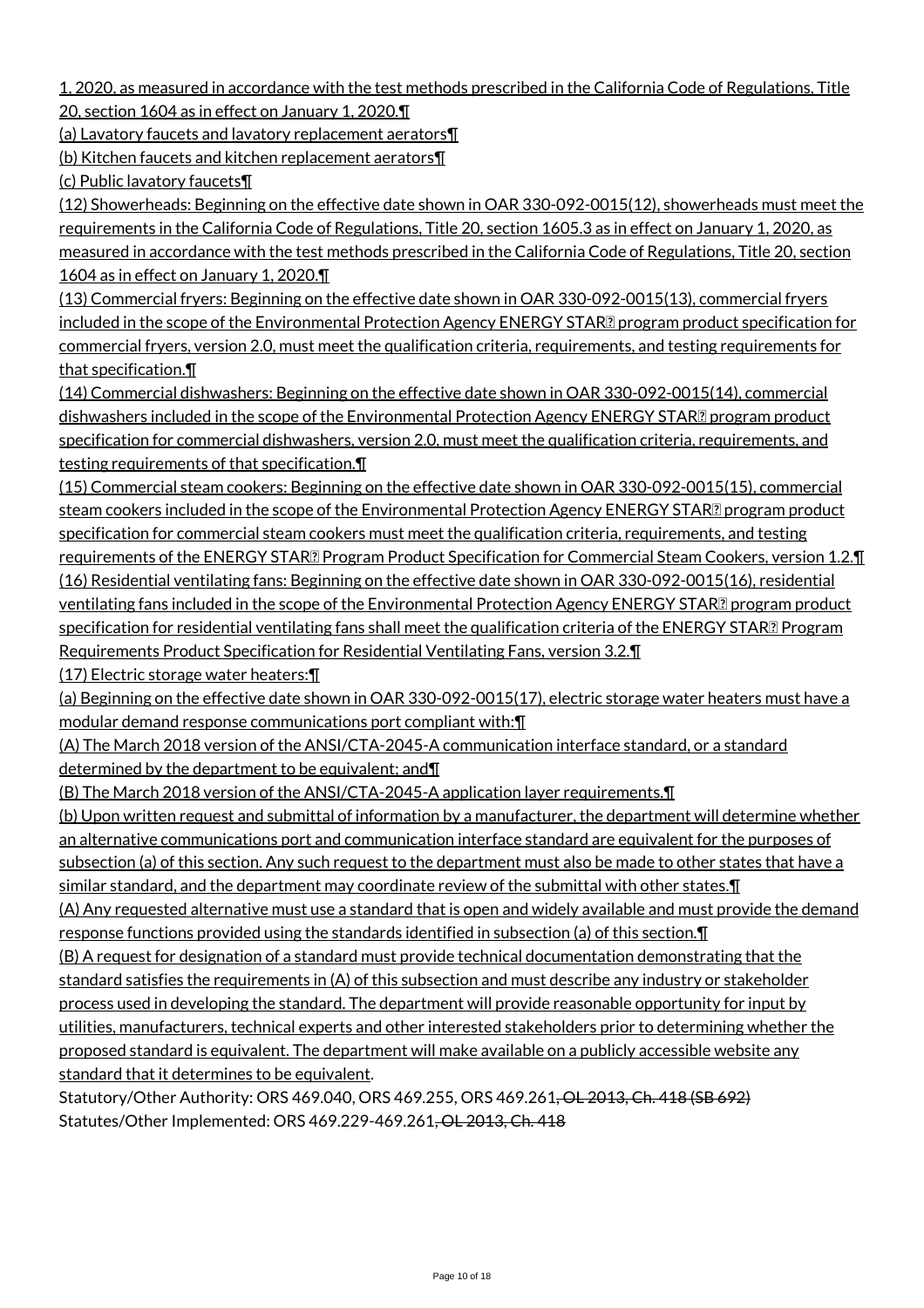1, 2020, as measured in accordance with the test methods prescribed in the California Code of Regulations, Title 20, section 1604 as in effect on January 1, 2020.¶

(a) Lavatory faucets and lavatory replacement aerators¶

(b) Kitchen faucets and kitchen replacement aerators¶

(c) Public lavatory faucets¶

(12) Showerheads: Beginning on the effective date shown in OAR 330-092-0015(12), showerheads must meet the requirements in the California Code of Regulations, Title 20, section 1605.3 as in effect on January 1, 2020, as measured in accordance with the test methods prescribed in the California Code of Regulations, Title 20, section 1604 as in effect on January 1, 2020.¶

(13) Commercial fryers: Beginning on the effective date shown in OAR 330-092-0015(13), commercial fryers included in the scope of the Environmental Protection Agency ENERGY STAR® program product specification for commercial fryers, version 2.0, must meet the qualification criteria, requirements, and testing requirements for that specification.¶

(14) Commercial dishwashers: Beginning on the effective date shown in OAR 330-092-0015(14), commercial dishwashers included in the scope of the Environmental Protection Agency ENERGY STAR® program product specification for commercial dishwashers, version 2.0, must meet the qualification criteria, requirements, and testing requirements of that specification.¶

(15) Commercial steam cookers: Beginning on the effective date shown in OAR 330-092-0015(15), commercial steam cookers included in the scope of the Environmental Protection Agency ENERGY STAR® program product specification for commercial steam cookers must meet the qualification criteria, requirements, and testing requirements of the ENERGY STAR® Program Product Specification for Commercial Steam Cookers, version 1.2.¶

(16) Residential ventilating fans: Beginning on the effective date shown in OAR 330-092-0015(16), residential ventilating fans included in the scope of the Environmental Protection Agency ENERGY STAR® program product specification for residential ventilating fans shall meet the qualification criteria of the ENERGY STAR® Program Requirements Product Specification for Residential Ventilating Fans, version 3.2.¶

(17) Electric storage water heaters:¶

(a) Beginning on the effective date shown in OAR 330-092-0015(17), electric storage water heaters must have a modular demand response communications port compliant with:¶

(A) The March 2018 version of the ANSI/CTA-2045-A communication interface standard, or a standard determined by the department to be equivalent; and¶

(B) The March 2018 version of the ANSI/CTA-2045-A application layer requirements.¶

(b) Upon written request and submittal of information by a manufacturer, the department will determine whether an alternative communications port and communication interface standard are equivalent for the purposes of subsection (a) of this section. Any such request to the department must also be made to other states that have a similar standard, and the department may coordinate review of the submittal with other states.¶

(A) Any requested alternative must use a standard that is open and widely available and must provide the demand response functions provided using the standards identified in subsection (a) of this section.¶

(B) A request for designation of a standard must provide technical documentation demonstrating that the standard satisfies the requirements in (A) of this subsection and must describe any industry or stakeholder process used in developing the standard. The department will provide reasonable opportunity for input by utilities, manufacturers, technical experts and other interested stakeholders prior to determining whether the proposed standard is equivalent. The department will make available on a publicly accessible website any standard that it determines to be equivalent.

Statutory/Other Authority: ORS 469.040, ORS 469.255, ORS 469.261~~, OL 2013, Ch. 418 (SB 692)~~

Statutes/Other Implemented: ORS 469.229-469.261~~, OL 2013, Ch. 418~~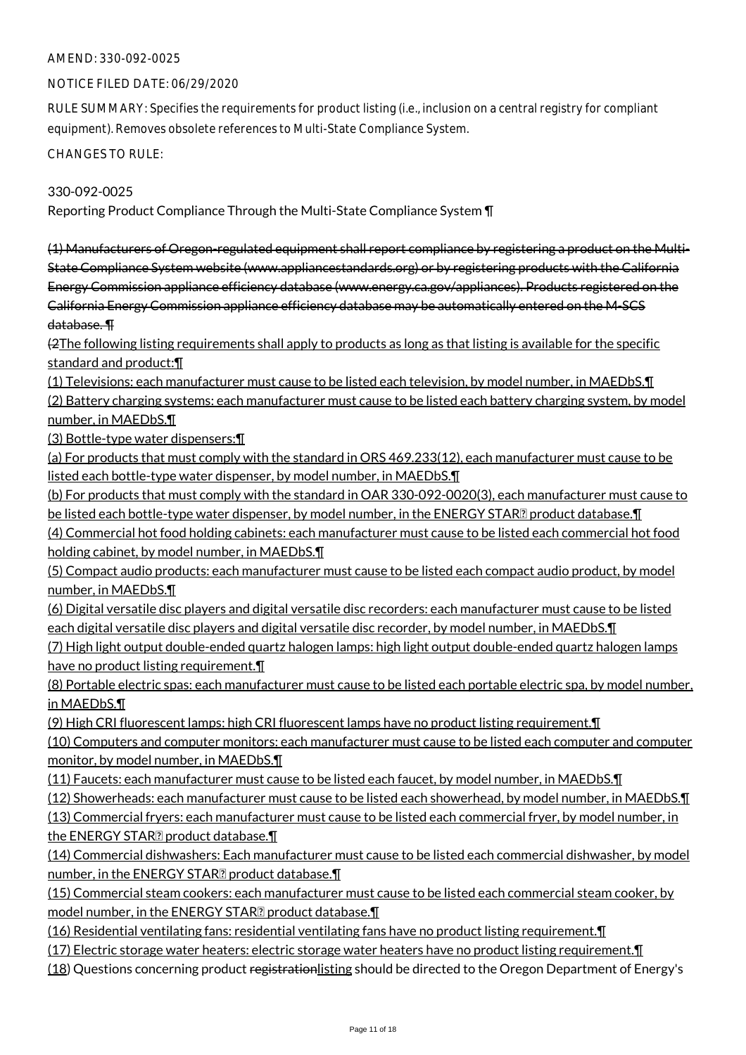AMEND: 330-092-0025

NOTICE FILED DATE: 06/29/2020

RULE SUMMARY: Specifies the requirements for product listing (i.e., inclusion on a central registry for compliant equipment). Removes obsolete references to Multi-State Compliance System.

CHANGES TO RULE:

330-092-0025

Reporting Product Compliance Through the Multi-State Compliance System ¶

~~(1) Manufacturers of Oregon-regulated equipment shall report compliance by registering a product on the Multi-State Compliance System website (www.appliancestandards.org) or by registering products with the California Energy Commission appliance efficiency database (www.energy.ca.gov/appliances). Products registered on the California Energy Commission appliance efficiency database may be automatically entered on the M-SCS database. ¶~~

~~(2~~The following listing requirements shall apply to products as long as that listing is available for the specific standard and product:¶

(1) Televisions: each manufacturer must cause to be listed each television, by model number, in MAEDbS.¶

(2) Battery charging systems: each manufacturer must cause to be listed each battery charging system, by model number, in MAEDbS.¶

(3) Bottle-type water dispensers:¶

(a) For products that must comply with the standard in ORS 469.233(12), each manufacturer must cause to be listed each bottle-type water dispenser, by model number, in MAEDbS.¶

(b) For products that must comply with the standard in OAR 330-092-0020(3), each manufacturer must cause to be listed each bottle-type water dispenser, by model number, in the ENERGY STAR® product database.¶

(4) Commercial hot food holding cabinets: each manufacturer must cause to be listed each commercial hot food holding cabinet, by model number, in MAEDbS.¶

(5) Compact audio products: each manufacturer must cause to be listed each compact audio product, by model number, in MAEDbS.¶

(6) Digital versatile disc players and digital versatile disc recorders: each manufacturer must cause to be listed each digital versatile disc players and digital versatile disc recorder, by model number, in MAEDbS.¶

(7) High light output double-ended quartz halogen lamps: high light output double-ended quartz halogen lamps have no product listing requirement.¶

(8) Portable electric spas: each manufacturer must cause to be listed each portable electric spa, by model number, in MAEDbS.¶

(9) High CRI fluorescent lamps: high CRI fluorescent lamps have no product listing requirement.¶

(10) Computers and computer monitors: each manufacturer must cause to be listed each computer and computer monitor, by model number, in MAEDbS.¶

(11) Faucets: each manufacturer must cause to be listed each faucet, by model number, in MAEDbS.¶

(12) Showerheads: each manufacturer must cause to be listed each showerhead, by model number, in MAEDbS.¶

(13) Commercial fryers: each manufacturer must cause to be listed each commercial fryer, by model number, in the ENERGY STAR® product database.¶

(14) Commercial dishwashers: Each manufacturer must cause to be listed each commercial dishwasher, by model number, in the ENERGY STAR® product database.¶

(15) Commercial steam cookers: each manufacturer must cause to be listed each commercial steam cooker, by model number, in the ENERGY STAR® product database.¶

(16) Residential ventilating fans: residential ventilating fans have no product listing requirement.¶

(17) Electric storage water heaters: electric storage water heaters have no product listing requirement.¶

(18) Questions concerning product ~~registration~~listing should be directed to the Oregon Department of Energy's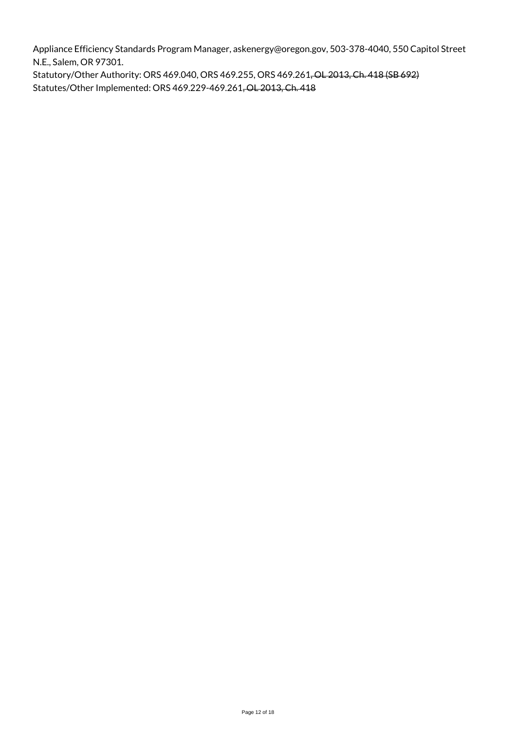Appliance Efficiency Standards Program Manager, askenergy@oregon.gov, 503-378-4040, 550 Capitol Street N.E., Salem, OR 97301.

Statutory/Other Authority: ORS 469.040, ORS 469.255, ORS 469.261~~, OL 2013, Ch. 418 (SB 692)~~

Statutes/Other Implemented: ORS 469.229-469.261~~, OL 2013, Ch. 418~~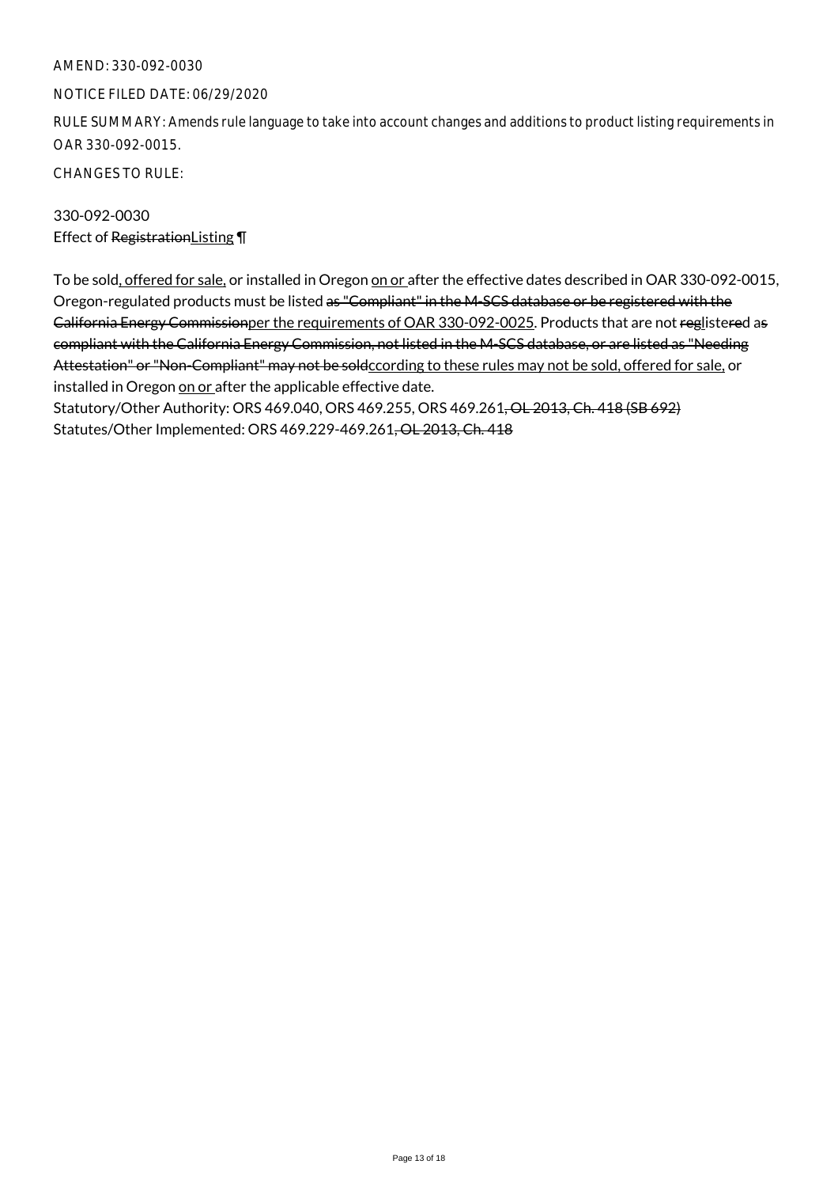AMEND: 330-092-0030

NOTICE FILED DATE: 06/29/2020

RULE SUMMARY: Amends rule language to take into account changes and additions to product listing requirements in OAR 330-092-0015.

CHANGES TO RULE:

330-092-0030
Effect of ~~Registration~~<u>Listing</u> ¶

To be sold<u>, offered for sale,</u> or installed in Oregon <u>on or </u>after the effective dates described in OAR 330-092-0015, Oregon-regulated products must be listed ~~as "Compliant" in the M-SCS database or be registered with the California Energy Commission~~<u>per the requirements of OAR 330-092-0025</u>. Products that are not ~~reg~~<u>l</u>ist~~er~~ed a~~s compliant with the California Energy Commission, not listed in the M-SCS database, or are listed as "Needing Attestation" or "Non-Compliant" may not be sold~~<u>ccording to these rules may not be sold, offered for sale,</u> or installed in Oregon <u>on or </u>after the applicable effective date.
Statutory/Other Authority: ORS 469.040, ORS 469.255, ORS 469.261~~, OL 2013, Ch. 418 (SB 692)~~
Statutes/Other Implemented: ORS 469.229-469.261~~, OL 2013, Ch. 418~~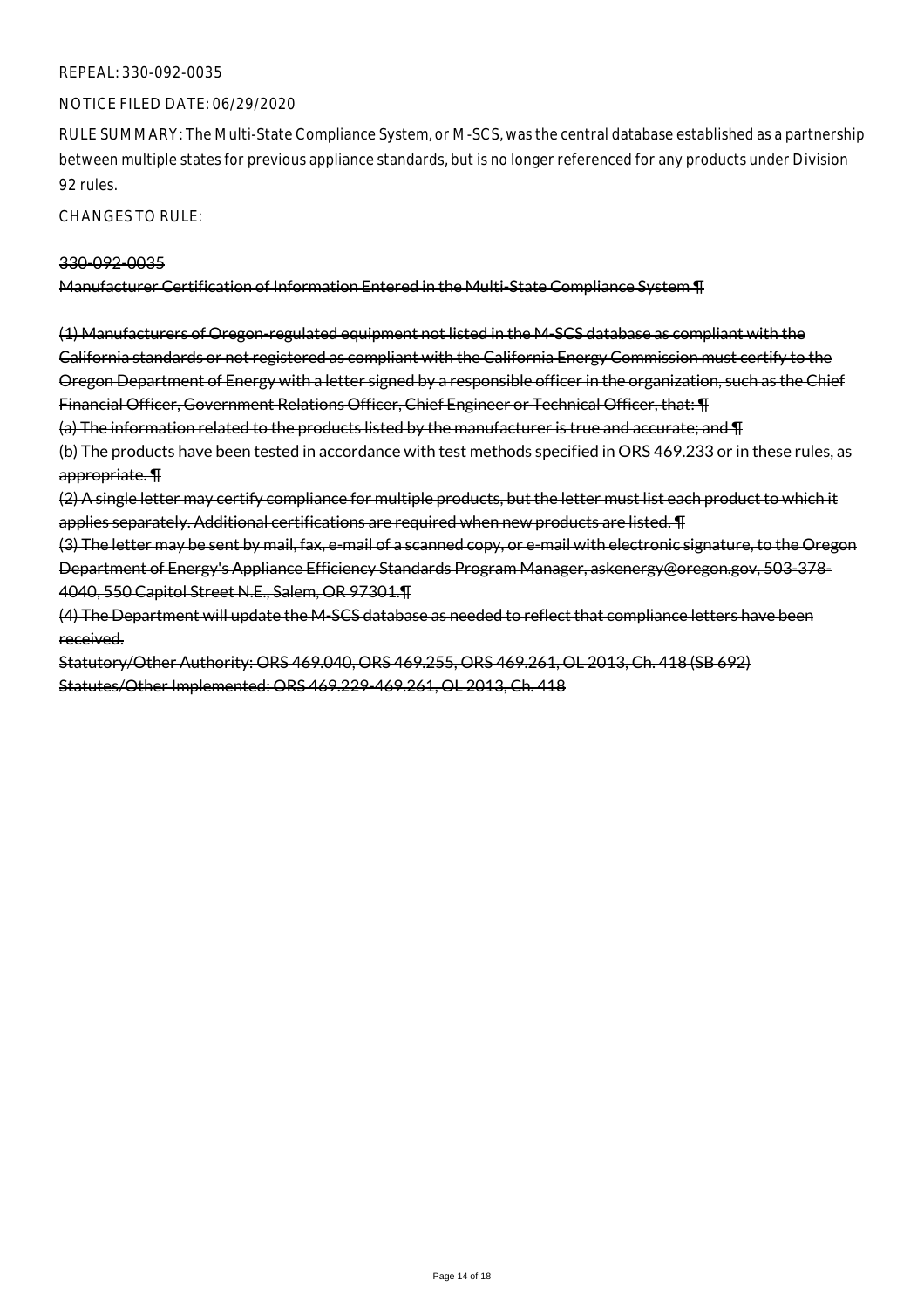REPEAL: 330-092-0035

NOTICE FILED DATE: 06/29/2020

RULE SUMMARY: The Multi-State Compliance System, or M-SCS, was the central database established as a partnership between multiple states for previous appliance standards, but is no longer referenced for any products under Division 92 rules.

CHANGES TO RULE:

~~330-092-0035~~

~~Manufacturer Certification of Information Entered in the Multi-State Compliance System ¶~~

~~(1) Manufacturers of Oregon-regulated equipment not listed in the M-SCS database as compliant with the California standards or not registered as compliant with the California Energy Commission must certify to the Oregon Department of Energy with a letter signed by a responsible officer in the organization, such as the Chief Financial Officer, Government Relations Officer, Chief Engineer or Technical Officer, that: ¶~~
~~(a) The information related to the products listed by the manufacturer is true and accurate; and ¶~~
~~(b) The products have been tested in accordance with test methods specified in ORS 469.233 or in these rules, as appropriate. ¶~~
~~(2) A single letter may certify compliance for multiple products, but the letter must list each product to which it applies separately. Additional certifications are required when new products are listed. ¶~~
~~(3) The letter may be sent by mail, fax, e-mail of a scanned copy, or e-mail with electronic signature, to the Oregon Department of Energy's Appliance Efficiency Standards Program Manager, askenergy@oregon.gov, 503-378-4040, 550 Capitol Street N.E., Salem, OR 97301.¶~~
~~(4) The Department will update the M-SCS database as needed to reflect that compliance letters have been received.~~
~~Statutory/Other Authority: ORS 469.040, ORS 469.255, ORS 469.261, OL 2013, Ch. 418 (SB 692)~~
~~Statutes/Other Implemented: ORS 469.229-469.261, OL 2013, Ch. 418~~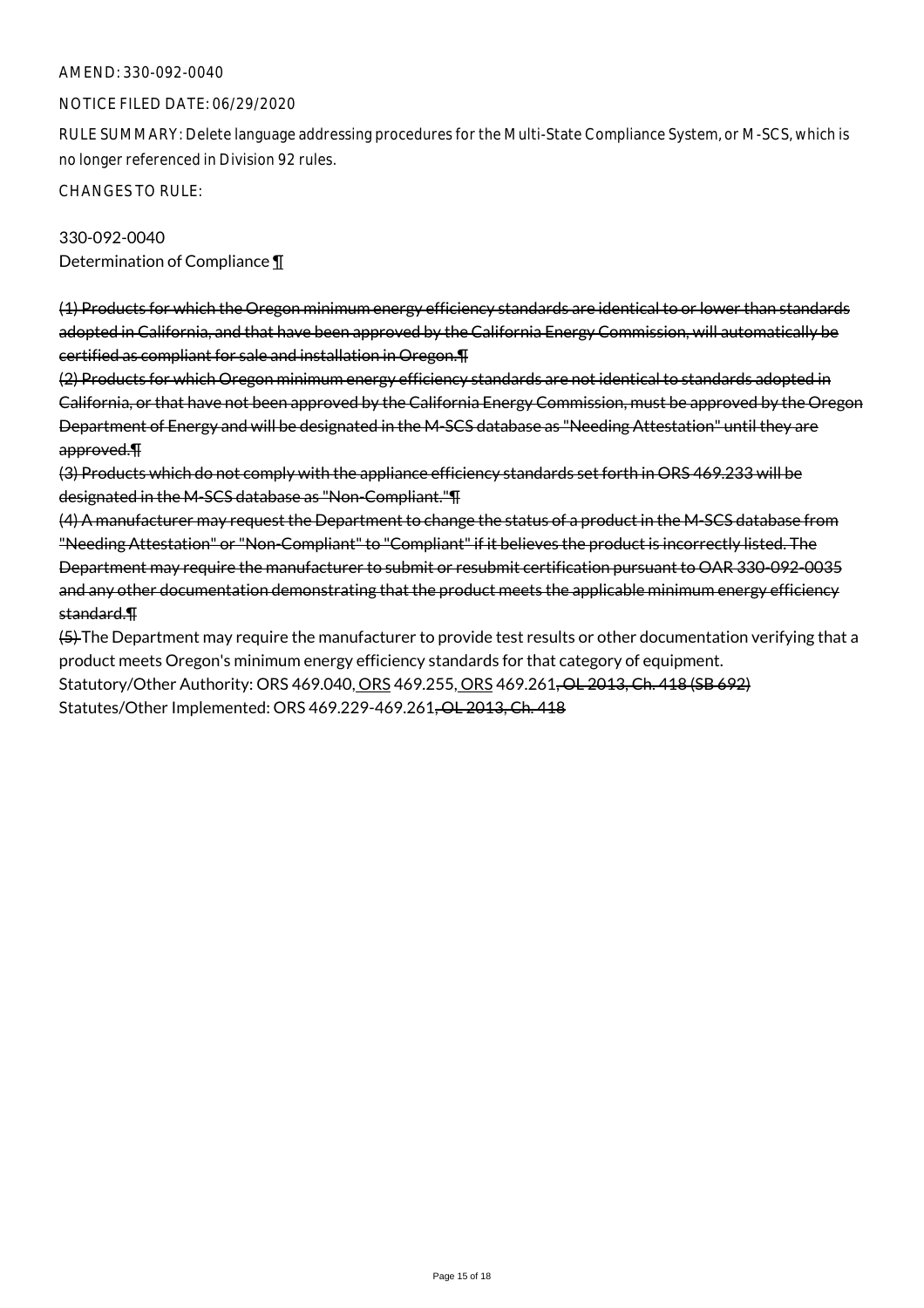AMEND: 330-092-0040

NOTICE FILED DATE: 06/29/2020

RULE SUMMARY: Delete language addressing procedures for the Multi-State Compliance System, or M-SCS, which is no longer referenced in Division 92 rules.

CHANGES TO RULE:

330-092-0040
Determination of Compliance ¶

~~(1) Products for which the Oregon minimum energy efficiency standards are identical to or lower than standards adopted in California, and that have been approved by the California Energy Commission, will automatically be certified as compliant for sale and installation in Oregon.¶~~
~~(2) Products for which Oregon minimum energy efficiency standards are not identical to standards adopted in California, or that have not been approved by the California Energy Commission, must be approved by the Oregon Department of Energy and will be designated in the M-SCS database as "Needing Attestation" until they are approved.¶~~
~~(3) Products which do not comply with the appliance efficiency standards set forth in ORS 469.233 will be designated in the M-SCS database as "Non-Compliant."¶~~
~~(4) A manufacturer may request the Department to change the status of a product in the M-SCS database from "Needing Attestation" or "Non-Compliant" to "Compliant" if it believes the product is incorrectly listed. The Department may require the manufacturer to submit or resubmit certification pursuant to OAR 330-092-0035 and any other documentation demonstrating that the product meets the applicable minimum energy efficiency standard.¶~~
~~(5)~~ The Department may require the manufacturer to provide test results or other documentation verifying that a product meets Oregon's minimum energy efficiency standards for that category of equipment.
Statutory/Other Authority: ORS 469.040, ORS 469.255, ORS 469.261~~, OL 2013, Ch. 418 (SB 692)~~
Statutes/Other Implemented: ORS 469.229-469.261~~, OL 2013, Ch. 418~~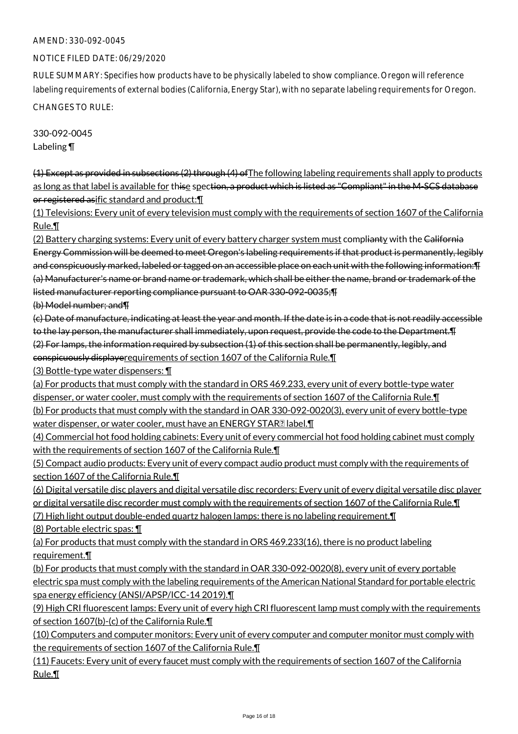AMEND: 330-092-0045

NOTICE FILED DATE: 06/29/2020

RULE SUMMARY: Specifies how products have to be physically labeled to show compliance. Oregon will reference labeling requirements of external bodies (California, Energy Star), with no separate labeling requirements for Oregon.

CHANGES TO RULE:

330-092-0045
Labeling ¶

~~(1) Except as provided in subsections (2) through (4) of~~The following labeling requirements shall apply to products as long as that label is available for th~~is~~e spec~~tion, a product which is listed as "Compliant" in the M-SCS database or registered as~~ific standard and product:¶

(1) Televisions: Every unit of every television must comply with the requirements of section 1607 of the California Rule.¶

(2) Battery charging systems: Every unit of every battery charger system must compl~~ianty~~ with the ~~California Energy Commission will be deemed to meet Oregon's labeling requirements if that product is permanently, legibly and conspicuously marked, labeled or tagged on an accessible place on each unit with the following information:¶~~
~~(a) Manufacturer's name or brand name or trademark, which shall be either the name, brand or trademark of the listed manufacturer reporting compliance pursuant to OAR 330-092-0035;¶~~
~~(b) Model number; and¶~~
~~(c) Date of manufacture, indicating at least the year and month. If the date is in a code that is not readily accessible to the lay person, the manufacturer shall immediately, upon request, provide the code to the Department.¶~~
~~(2) For lamps, the information required by subsection (1) of this section shall be permanently, legibly, and conspicuously displaye~~requirements of section 1607 of the California Rule.¶

(3) Bottle-type water dispensers: ¶

(a) For products that must comply with the standard in ORS 469.233, every unit of every bottle-type water dispenser, or water cooler, must comply with the requirements of section 1607 of the California Rule.¶

(b) For products that must comply with the standard in OAR 330-092-0020(3), every unit of every bottle-type water dispenser, or water cooler, must have an ENERGY STAR® label.¶

(4) Commercial hot food holding cabinets: Every unit of every commercial hot food holding cabinet must comply with the requirements of section 1607 of the California Rule.¶

(5) Compact audio products: Every unit of every compact audio product must comply with the requirements of section 1607 of the California Rule.¶

(6) Digital versatile disc players and digital versatile disc recorders: Every unit of every digital versatile disc player or digital versatile disc recorder must comply with the requirements of section 1607 of the California Rule.¶

(7) High light output double-ended quartz halogen lamps: there is no labeling requirement.¶

(8) Portable electric spas: ¶

(a) For products that must comply with the standard in ORS 469.233(16), there is no product labeling requirement.¶

(b) For products that must comply with the standard in OAR 330-092-0020(8), every unit of every portable electric spa must comply with the labeling requirements of the American National Standard for portable electric spa energy efficiency (ANSI/APSP/ICC-14 2019).¶

(9) High CRI fluorescent lamps: Every unit of every high CRI fluorescent lamp must comply with the requirements of section 1607(b)-(c) of the California Rule.¶

(10) Computers and computer monitors: Every unit of every computer and computer monitor must comply with the requirements of section 1607 of the California Rule.¶

(11) Faucets: Every unit of every faucet must comply with the requirements of section 1607 of the California Rule.¶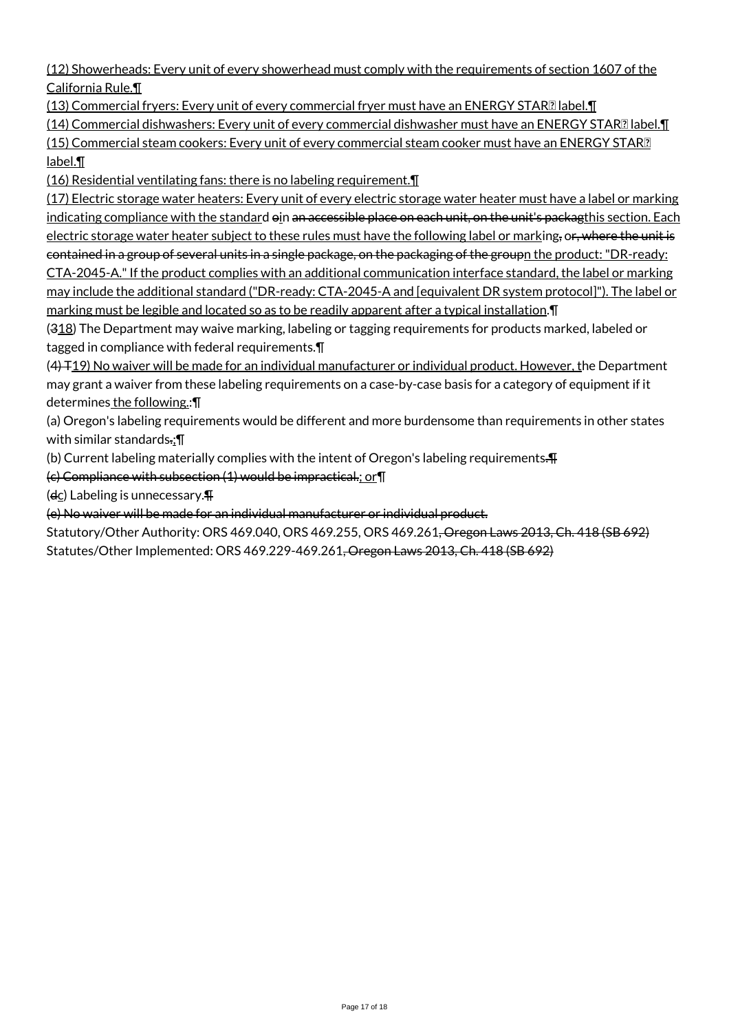(12) Showerheads: Every unit of every showerhead must comply with the requirements of section 1607 of the California Rule.¶

(13) Commercial fryers: Every unit of every commercial fryer must have an ENERGY STAR� label.¶

(14) Commercial dishwashers: Every unit of every commercial dishwasher must have an ENERGY STAR� label.¶

(15) Commercial steam cookers: Every unit of every commercial steam cooker must have an ENERGY STAR� label.¶

(16) Residential ventilating fans: there is no labeling requirement.¶

(17) Electric storage water heaters: Every unit of every electric storage water heater must have a label or marking indicating compliance with the standard oin an accessible place on each unit, on the unit's packagthis section. Each electric storage water heater subject to these rules must have the following label or marking, or, where the unit is contained in a group of several units in a single package, on the packaging of the groupn the product: "DR-ready: CTA-2045-A." If the product complies with an additional communication interface standard, the label or marking may include the additional standard ("DR-ready: CTA-2045-A and [equivalent DR system protocol]"). The label or marking must be legible and located so as to be readily apparent after a typical installation.¶

(318) The Department may waive marking, labeling or tagging requirements for products marked, labeled or tagged in compliance with federal requirements.¶

(4) T19) No waiver will be made for an individual manufacturer or individual product. However, the Department may grant a waiver from these labeling requirements on a case-by-case basis for a category of equipment if it determines the following.:¶

(a) Oregon's labeling requirements would be different and more burdensome than requirements in other states with similar standards.;¶

(b) Current labeling materially complies with the intent of Oregon's labeling requirements.¶

(c) Compliance with subsection (1) would be impractical.; or¶

(dc) Labeling is unnecessary.¶

(e) No waiver will be made for an individual manufacturer or individual product.

Statutory/Other Authority: ORS 469.040, ORS 469.255, ORS 469.261, Oregon Laws 2013, Ch. 418 (SB 692)

Statutes/Other Implemented: ORS 469.229-469.261, Oregon Laws 2013, Ch. 418 (SB 692)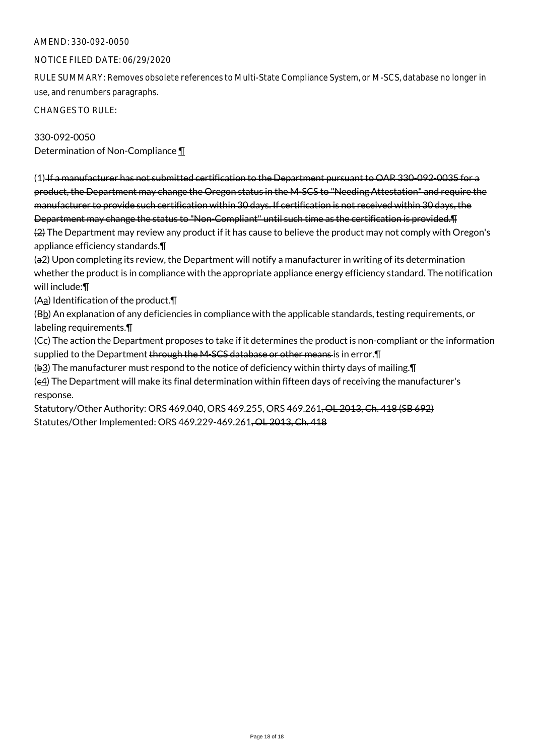AMEND: 330-092-0050

NOTICE FILED DATE: 06/29/2020

RULE SUMMARY: Removes obsolete references to Multi-State Compliance System, or M-SCS, database no longer in use, and renumbers paragraphs.

CHANGES TO RULE:

330-092-0050
Determination of Non-Compliance ¶

(1) ~~If a manufacturer has not submitted certification to the Department pursuant to OAR 330-092-0035 for a product, the Department may change the Oregon status in the M-SCS to "Needing Attestation" and require the manufacturer to provide such certification within 30 days. If certification is not received within 30 days, the Department may change the status to "Non-Compliant" until such time as the certification is provided.¶~~
~~(2)~~ The Department may review any product if it has cause to believe the product may not comply with Oregon's appliance efficiency standards.¶
(~~a~~2) Upon completing its review, the Department will notify a manufacturer in writing of its determination whether the product is in compliance with the appropriate appliance energy efficiency standard. The notification will include:¶
(~~A~~a) Identification of the product.¶
(~~B~~b) An explanation of any deficiencies in compliance with the applicable standards, testing requirements, or labeling requirements.¶
(~~C~~c) The action the Department proposes to take if it determines the product is non-compliant or the information supplied to the Department ~~through the M-SCS database or other means~~ is in error.¶
(~~b~~3) The manufacturer must respond to the notice of deficiency within thirty days of mailing.¶
(~~c~~4) The Department will make its final determination within fifteen days of receiving the manufacturer's response.

Statutory/Other Authority: ORS 469.040, ORS 469.255, ORS 469.261~~, OL 2013, Ch. 418 (SB 692)~~
Statutes/Other Implemented: ORS 469.229-469.261~~, OL 2013, Ch. 418~~